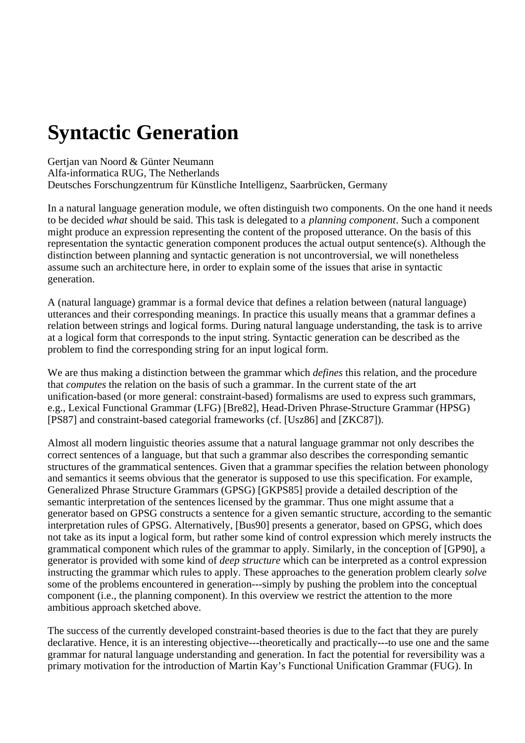# Syntactic Generation

Gertjan van Noord & Günter Neumann
Alfa-informatica RUG, The Netherlands
Deutsches Forschungzentrum für Künstliche Intelligenz, Saarbrücken, Germany

In a natural language generation module, we often distinguish two components. On the one hand it needs to be decided *what* should be said. This task is delegated to a *planning component*. Such a component might produce an expression representing the content of the proposed utterance. On the basis of this representation the syntactic generation component produces the actual output sentence(s). Although the distinction between planning and syntactic generation is not uncontroversial, we will nonetheless assume such an architecture here, in order to explain some of the issues that arise in syntactic generation.

A (natural language) grammar is a formal device that defines a relation between (natural language) utterances and their corresponding meanings. In practice this usually means that a grammar defines a relation between strings and logical forms. During natural language understanding, the task is to arrive at a logical form that corresponds to the input string. Syntactic generation can be described as the problem to find the corresponding string for an input logical form.

We are thus making a distinction between the grammar which *defines* this relation, and the procedure that *computes* the relation on the basis of such a grammar. In the current state of the art unification-based (or more general: constraint-based) formalisms are used to express such grammars, e.g., Lexical Functional Grammar (LFG) [Bre82], Head-Driven Phrase-Structure Grammar (HPSG) [PS87] and constraint-based categorial frameworks (cf. [Usz86] and [ZKC87]).

Almost all modern linguistic theories assume that a natural language grammar not only describes the correct sentences of a language, but that such a grammar also describes the corresponding semantic structures of the grammatical sentences. Given that a grammar specifies the relation between phonology and semantics it seems obvious that the generator is supposed to use this specification. For example, Generalized Phrase Structure Grammars (GPSG) [GKPS85] provide a detailed description of the semantic interpretation of the sentences licensed by the grammar. Thus one might assume that a generator based on GPSG constructs a sentence for a given semantic structure, according to the semantic interpretation rules of GPSG. Alternatively, [Bus90] presents a generator, based on GPSG, which does not take as its input a logical form, but rather some kind of control expression which merely instructs the grammatical component which rules of the grammar to apply. Similarly, in the conception of [GP90], a generator is provided with some kind of *deep structure* which can be interpreted as a control expression instructing the grammar which rules to apply. These approaches to the generation problem clearly *solve* some of the problems encountered in generation---simply by pushing the problem into the conceptual component (i.e., the planning component). In this overview we restrict the attention to the more ambitious approach sketched above.

The success of the currently developed constraint-based theories is due to the fact that they are purely declarative. Hence, it is an interesting objective---theoretically and practically---to use one and the same grammar for natural language understanding and generation. In fact the potential for reversibility was a primary motivation for the introduction of Martin Kay's Functional Unification Grammar (FUG). In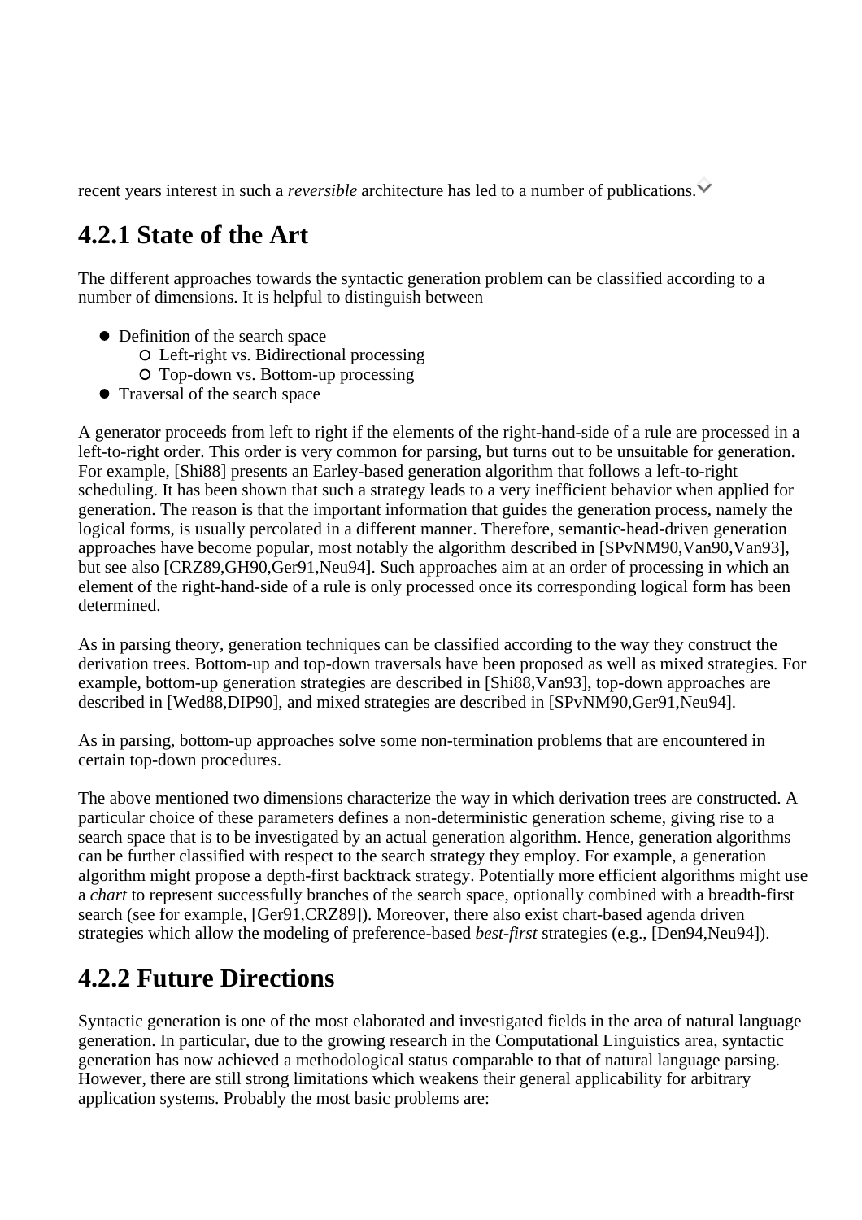recent years interest in such a *reversible* architecture has led to a number of publications.

## 4.2.1 State of the Art

The different approaches towards the syntactic generation problem can be classified according to a number of dimensions. It is helpful to distinguish between

- Definition of the search space
  - Left-right vs. Bidirectional processing
  - Top-down vs. Bottom-up processing
- Traversal of the search space

A generator proceeds from left to right if the elements of the right-hand-side of a rule are processed in a left-to-right order. This order is very common for parsing, but turns out to be unsuitable for generation. For example, [Shi88] presents an Earley-based generation algorithm that follows a left-to-right scheduling. It has been shown that such a strategy leads to a very inefficient behavior when applied for generation. The reason is that the important information that guides the generation process, namely the logical forms, is usually percolated in a different manner. Therefore, semantic-head-driven generation approaches have become popular, most notably the algorithm described in [SPvNM90,Van90,Van93], but see also [CRZ89,GH90,Ger91,Neu94]. Such approaches aim at an order of processing in which an element of the right-hand-side of a rule is only processed once its corresponding logical form has been determined.

As in parsing theory, generation techniques can be classified according to the way they construct the derivation trees. Bottom-up and top-down traversals have been proposed as well as mixed strategies. For example, bottom-up generation strategies are described in [Shi88,Van93], top-down approaches are described in [Wed88,DIP90], and mixed strategies are described in [SPvNM90,Ger91,Neu94].

As in parsing, bottom-up approaches solve some non-termination problems that are encountered in certain top-down procedures.

The above mentioned two dimensions characterize the way in which derivation trees are constructed. A particular choice of these parameters defines a non-deterministic generation scheme, giving rise to a search space that is to be investigated by an actual generation algorithm. Hence, generation algorithms can be further classified with respect to the search strategy they employ. For example, a generation algorithm might propose a depth-first backtrack strategy. Potentially more efficient algorithms might use a *chart* to represent successfully branches of the search space, optionally combined with a breadth-first search (see for example, [Ger91,CRZ89]). Moreover, there also exist chart-based agenda driven strategies which allow the modeling of preference-based *best-first* strategies (e.g., [Den94,Neu94]).

## 4.2.2 Future Directions

Syntactic generation is one of the most elaborated and investigated fields in the area of natural language generation. In particular, due to the growing research in the Computational Linguistics area, syntactic generation has now achieved a methodological status comparable to that of natural language parsing. However, there are still strong limitations which weakens their general applicability for arbitrary application systems. Probably the most basic problems are: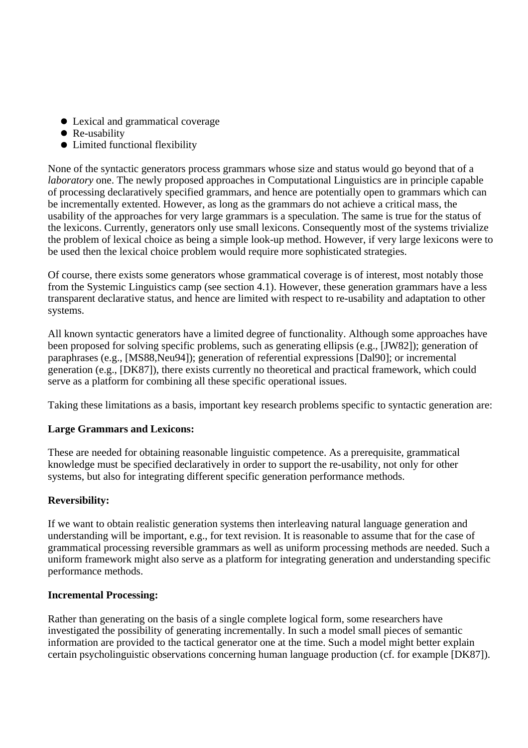- Lexical and grammatical coverage
- Re-usability
- Limited functional flexibility

None of the syntactic generators process grammars whose size and status would go beyond that of a *laboratory* one. The newly proposed approaches in Computational Linguistics are in principle capable of processing declaratively specified grammars, and hence are potentially open to grammars which can be incrementally extented. However, as long as the grammars do not achieve a critical mass, the usability of the approaches for very large grammars is a speculation. The same is true for the status of the lexicons. Currently, generators only use small lexicons. Consequently most of the systems trivialize the problem of lexical choice as being a simple look-up method. However, if very large lexicons were to be used then the lexical choice problem would require more sophisticated strategies.

Of course, there exists some generators whose grammatical coverage is of interest, most notably those from the Systemic Linguistics camp (see section 4.1). However, these generation grammars have a less transparent declarative status, and hence are limited with respect to re-usability and adaptation to other systems.

All known syntactic generators have a limited degree of functionality. Although some approaches have been proposed for solving specific problems, such as generating ellipsis (e.g., [JW82]); generation of paraphrases (e.g., [MS88,Neu94]); generation of referential expressions [Dal90]; or incremental generation (e.g., [DK87]), there exists currently no theoretical and practical framework, which could serve as a platform for combining all these specific operational issues.

Taking these limitations as a basis, important key research problems specific to syntactic generation are:

**Large Grammars and Lexicons:**

These are needed for obtaining reasonable linguistic competence. As a prerequisite, grammatical knowledge must be specified declaratively in order to support the re-usability, not only for other systems, but also for integrating different specific generation performance methods.

**Reversibility:**

If we want to obtain realistic generation systems then interleaving natural language generation and understanding will be important, e.g., for text revision. It is reasonable to assume that for the case of grammatical processing reversible grammars as well as uniform processing methods are needed. Such a uniform framework might also serve as a platform for integrating generation and understanding specific performance methods.

**Incremental Processing:**

Rather than generating on the basis of a single complete logical form, some researchers have investigated the possibility of generating incrementally. In such a model small pieces of semantic information are provided to the tactical generator one at the time. Such a model might better explain certain psycholinguistic observations concerning human language production (cf. for example [DK87]).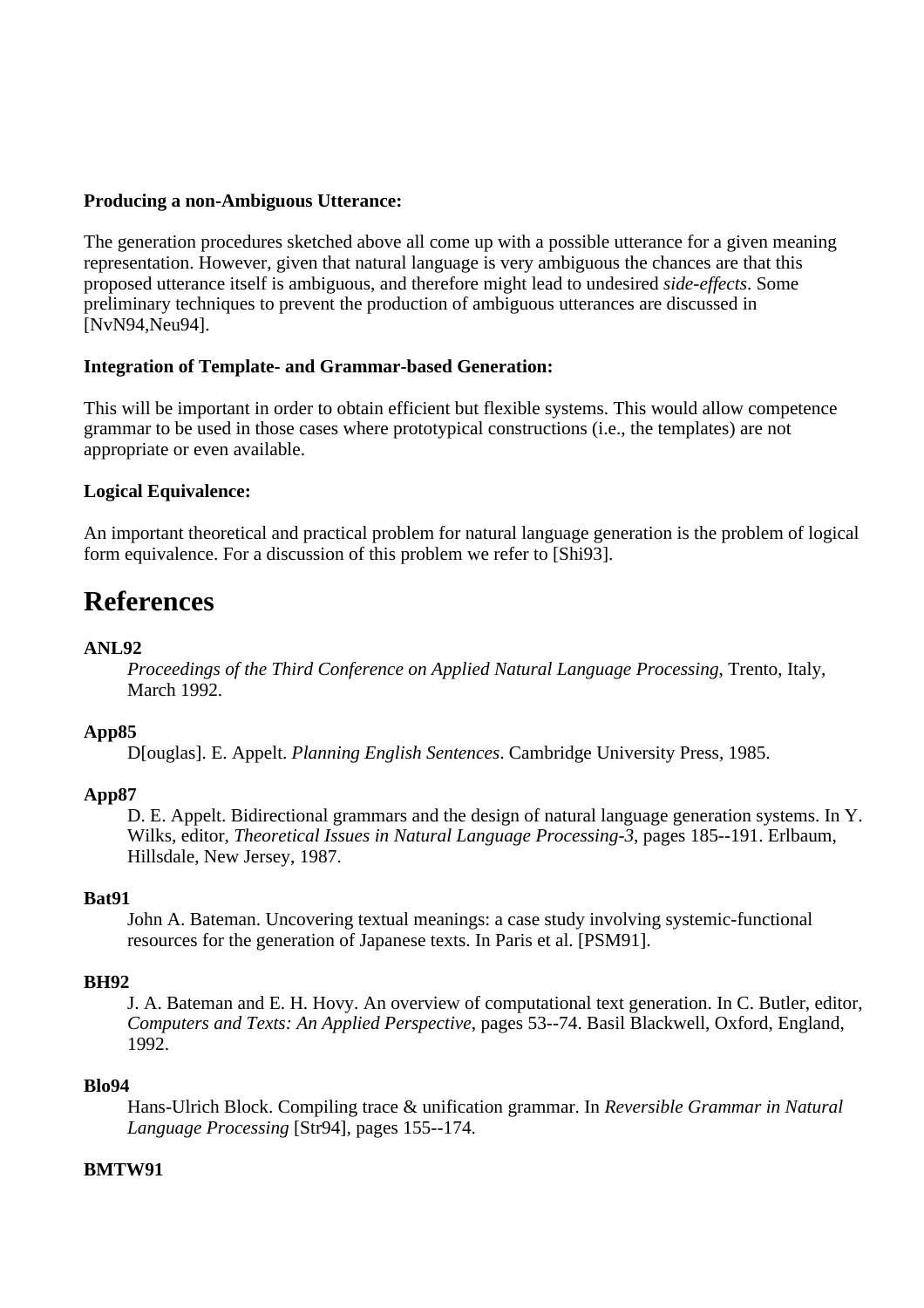**Producing a non-Ambiguous Utterance:**

The generation procedures sketched above all come up with a possible utterance for a given meaning representation. However, given that natural language is very ambiguous the chances are that this proposed utterance itself is ambiguous, and therefore might lead to undesired *side-effects*. Some preliminary techniques to prevent the production of ambiguous utterances are discussed in [NvN94,Neu94].

**Integration of Template- and Grammar-based Generation:**

This will be important in order to obtain efficient but flexible systems. This would allow competence grammar to be used in those cases where prototypical constructions (i.e., the templates) are not appropriate or even available.

**Logical Equivalence:**

An important theoretical and practical problem for natural language generation is the problem of logical form equivalence. For a discussion of this problem we refer to [Shi93].

# References

**ANL92**
: *Proceedings of the Third Conference on Applied Natural Language Processing*, Trento, Italy, March 1992.

**App85**
: D[ouglas]. E. Appelt. *Planning English Sentences*. Cambridge University Press, 1985.

**App87**
: D. E. Appelt. Bidirectional grammars and the design of natural language generation systems. In Y. Wilks, editor, *Theoretical Issues in Natural Language Processing-3*, pages 185--191. Erlbaum, Hillsdale, New Jersey, 1987.

**Bat91**
: John A. Bateman. Uncovering textual meanings: a case study involving systemic-functional resources for the generation of Japanese texts. In Paris et al. [PSM91].

**BH92**
: J. A. Bateman and E. H. Hovy. An overview of computational text generation. In C. Butler, editor, *Computers and Texts: An Applied Perspective*, pages 53--74. Basil Blackwell, Oxford, England, 1992.

**Blo94**
: Hans-Ulrich Block. Compiling trace & unification grammar. In *Reversible Grammar in Natural Language Processing* [Str94], pages 155--174.

**BMTW91**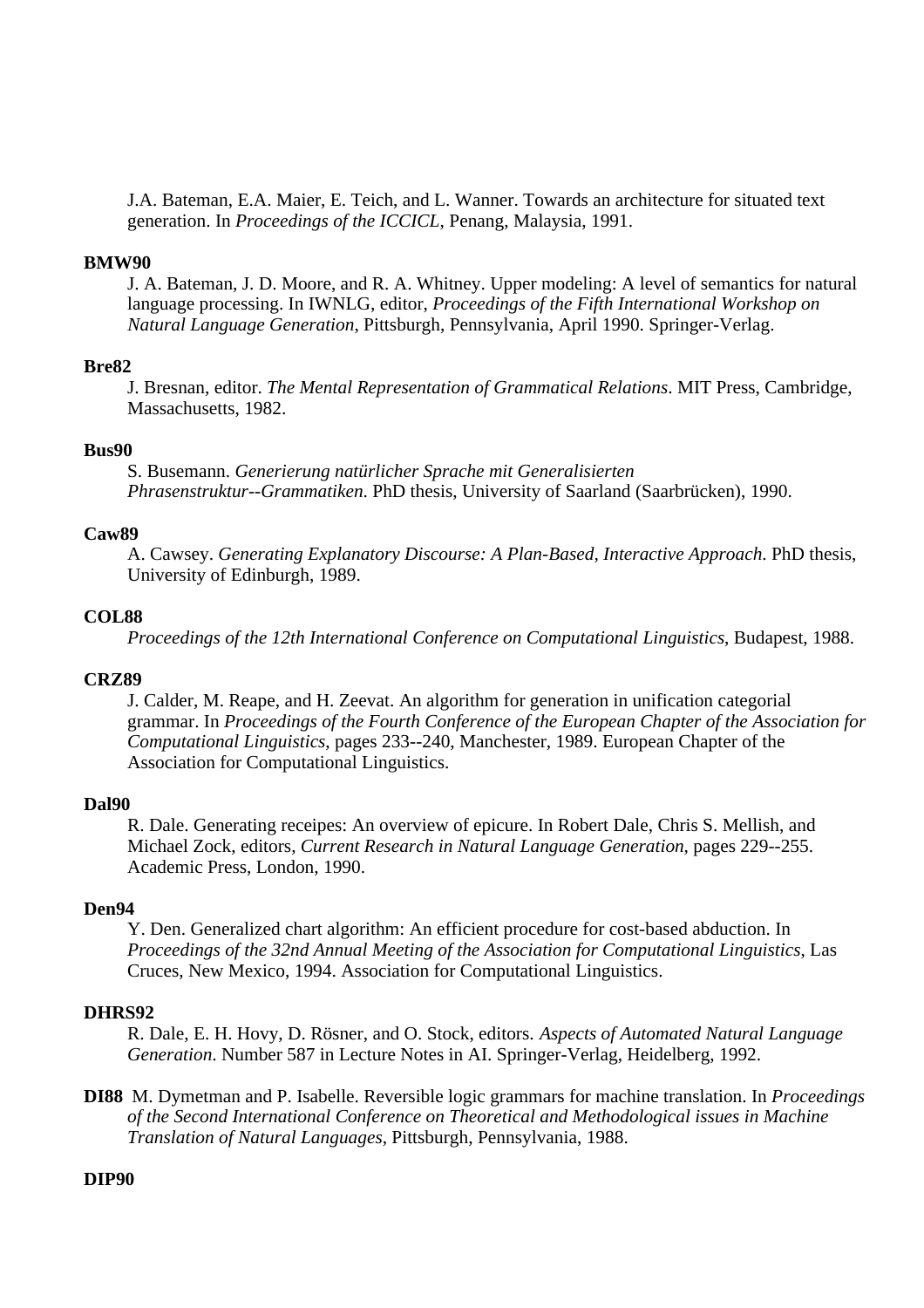J.A. Bateman, E.A. Maier, E. Teich, and L. Wanner. Towards an architecture for situated text generation. In *Proceedings of the ICCICL*, Penang, Malaysia, 1991.

**BMW90**
J. A. Bateman, J. D. Moore, and R. A. Whitney. Upper modeling: A level of semantics for natural language processing. In IWNLG, editor, *Proceedings of the Fifth International Workshop on Natural Language Generation*, Pittsburgh, Pennsylvania, April 1990. Springer-Verlag.

**Bre82**
J. Bresnan, editor. *The Mental Representation of Grammatical Relations*. MIT Press, Cambridge, Massachusetts, 1982.

**Bus90**
S. Busemann. *Generierung natürlicher Sprache mit Generalisierten Phrasenstruktur--Grammatiken*. PhD thesis, University of Saarland (Saarbrücken), 1990.

**Caw89**
A. Cawsey. *Generating Explanatory Discourse: A Plan-Based, Interactive Approach*. PhD thesis, University of Edinburgh, 1989.

**COL88**
*Proceedings of the 12th International Conference on Computational Linguistics*, Budapest, 1988.

**CRZ89**
J. Calder, M. Reape, and H. Zeevat. An algorithm for generation in unification categorial grammar. In *Proceedings of the Fourth Conference of the European Chapter of the Association for Computational Linguistics*, pages 233--240, Manchester, 1989. European Chapter of the Association for Computational Linguistics.

**Dal90**
R. Dale. Generating receipes: An overview of epicure. In Robert Dale, Chris S. Mellish, and Michael Zock, editors, *Current Research in Natural Language Generation*, pages 229--255. Academic Press, London, 1990.

**Den94**
Y. Den. Generalized chart algorithm: An efficient procedure for cost-based abduction. In *Proceedings of the 32nd Annual Meeting of the Association for Computational Linguistics*, Las Cruces, New Mexico, 1994. Association for Computational Linguistics.

**DHRS92**
R. Dale, E. H. Hovy, D. Rösner, and O. Stock, editors. *Aspects of Automated Natural Language Generation*. Number 587 in Lecture Notes in AI. Springer-Verlag, Heidelberg, 1992.

**DI88** M. Dymetman and P. Isabelle. Reversible logic grammars for machine translation. In *Proceedings of the Second International Conference on Theoretical and Methodological issues in Machine Translation of Natural Languages*, Pittsburgh, Pennsylvania, 1988.

**DIP90**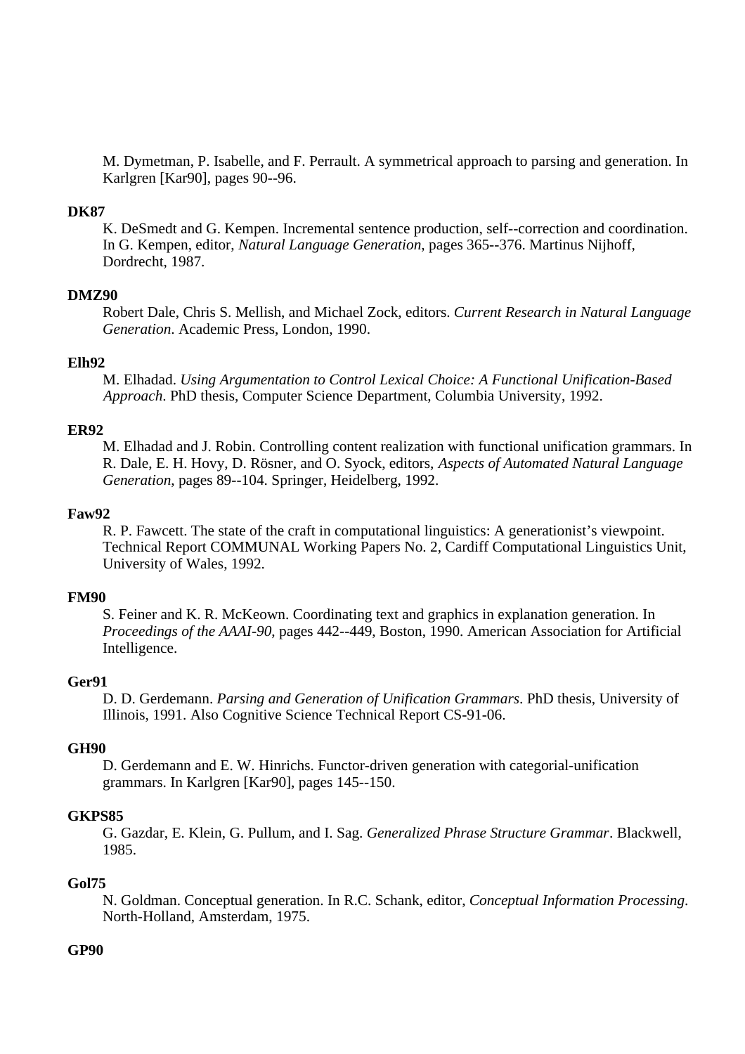M. Dymetman, P. Isabelle, and F. Perrault. A symmetrical approach to parsing and generation. In Karlgren [Kar90], pages 90--96.

**DK87**
: K. DeSmedt and G. Kempen. Incremental sentence production, self--correction and coordination. In G. Kempen, editor, *Natural Language Generation*, pages 365--376. Martinus Nijhoff, Dordrecht, 1987.

**DMZ90**
: Robert Dale, Chris S. Mellish, and Michael Zock, editors. *Current Research in Natural Language Generation*. Academic Press, London, 1990.

**Elh92**
: M. Elhadad. *Using Argumentation to Control Lexical Choice: A Functional Unification-Based Approach*. PhD thesis, Computer Science Department, Columbia University, 1992.

**ER92**
: M. Elhadad and J. Robin. Controlling content realization with functional unification grammars. In R. Dale, E. H. Hovy, D. Rösner, and O. Syock, editors, *Aspects of Automated Natural Language Generation*, pages 89--104. Springer, Heidelberg, 1992.

**Faw92**
: R. P. Fawcett. The state of the craft in computational linguistics: A generationist's viewpoint. Technical Report COMMUNAL Working Papers No. 2, Cardiff Computational Linguistics Unit, University of Wales, 1992.

**FM90**
: S. Feiner and K. R. McKeown. Coordinating text and graphics in explanation generation. In *Proceedings of the AAAI-90*, pages 442--449, Boston, 1990. American Association for Artificial Intelligence.

**Ger91**
: D. D. Gerdemann. *Parsing and Generation of Unification Grammars*. PhD thesis, University of Illinois, 1991. Also Cognitive Science Technical Report CS-91-06.

**GH90**
: D. Gerdemann and E. W. Hinrichs. Functor-driven generation with categorial-unification grammars. In Karlgren [Kar90], pages 145--150.

**GKPS85**
: G. Gazdar, E. Klein, G. Pullum, and I. Sag. *Generalized Phrase Structure Grammar*. Blackwell, 1985.

**Gol75**
: N. Goldman. Conceptual generation. In R.C. Schank, editor, *Conceptual Information Processing*. North-Holland, Amsterdam, 1975.

**GP90**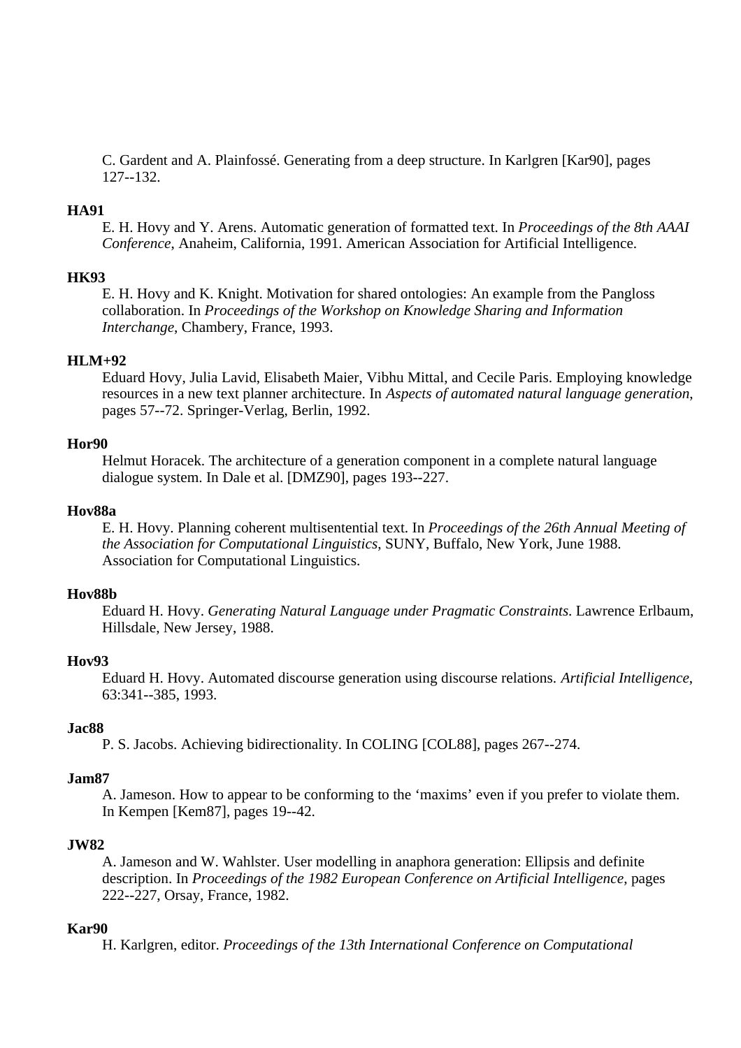C. Gardent and A. Plainfossé. Generating from a deep structure. In Karlgren [Kar90], pages 127--132.

**HA91**
E. H. Hovy and Y. Arens. Automatic generation of formatted text. In *Proceedings of the 8th AAAI Conference*, Anaheim, California, 1991. American Association for Artificial Intelligence.

**HK93**
E. H. Hovy and K. Knight. Motivation for shared ontologies: An example from the Pangloss collaboration. In *Proceedings of the Workshop on Knowledge Sharing and Information Interchange*, Chambery, France, 1993.

**HLM+92**
Eduard Hovy, Julia Lavid, Elisabeth Maier, Vibhu Mittal, and Cecile Paris. Employing knowledge resources in a new text planner architecture. In *Aspects of automated natural language generation*, pages 57--72. Springer-Verlag, Berlin, 1992.

**Hor90**
Helmut Horacek. The architecture of a generation component in a complete natural language dialogue system. In Dale et al. [DMZ90], pages 193--227.

**Hov88a**
E. H. Hovy. Planning coherent multisentential text. In *Proceedings of the 26th Annual Meeting of the Association for Computational Linguistics*, SUNY, Buffalo, New York, June 1988. Association for Computational Linguistics.

**Hov88b**
Eduard H. Hovy. *Generating Natural Language under Pragmatic Constraints*. Lawrence Erlbaum, Hillsdale, New Jersey, 1988.

**Hov93**
Eduard H. Hovy. Automated discourse generation using discourse relations. *Artificial Intelligence*, 63:341--385, 1993.

**Jac88**
P. S. Jacobs. Achieving bidirectionality. In COLING [COL88], pages 267--274.

**Jam87**
A. Jameson. How to appear to be conforming to the 'maxims' even if you prefer to violate them. In Kempen [Kem87], pages 19--42.

**JW82**
A. Jameson and W. Wahlster. User modelling in anaphora generation: Ellipsis and definite description. In *Proceedings of the 1982 European Conference on Artificial Intelligence*, pages 222--227, Orsay, France, 1982.

**Kar90**
H. Karlgren, editor. *Proceedings of the 13th International Conference on Computational*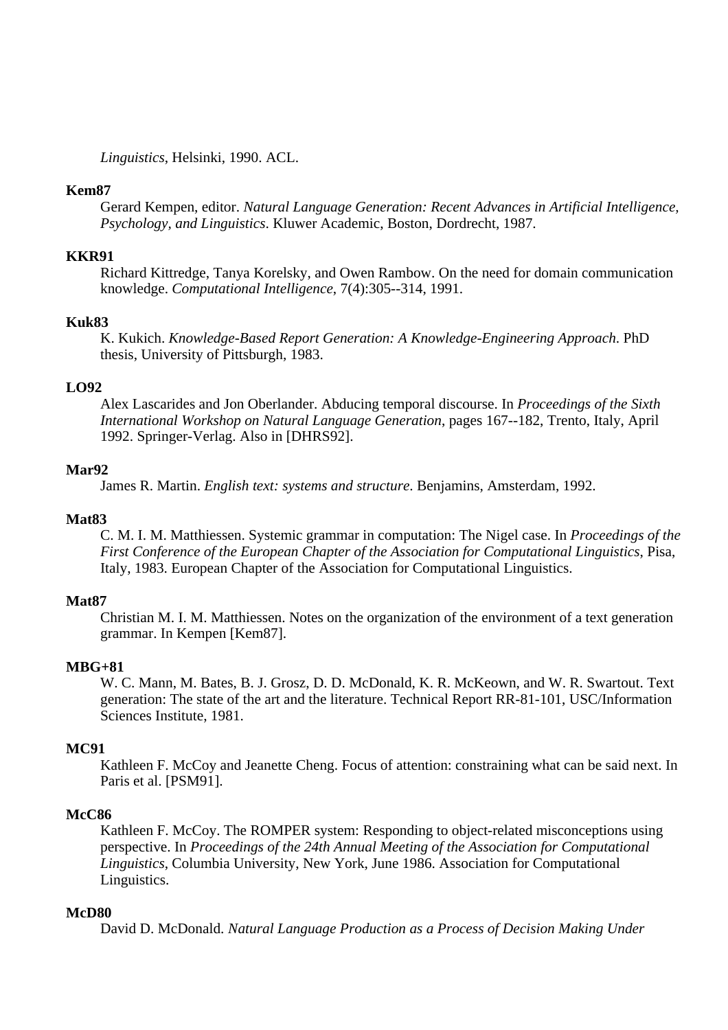*Linguistics*, Helsinki, 1990. ACL.

**Kem87**
: Gerard Kempen, editor. *Natural Language Generation: Recent Advances in Artificial Intelligence, Psychology, and Linguistics*. Kluwer Academic, Boston, Dordrecht, 1987.

**KKR91**
: Richard Kittredge, Tanya Korelsky, and Owen Rambow. On the need for domain communication knowledge. *Computational Intelligence*, 7(4):305--314, 1991.

**Kuk83**
: K. Kukich. *Knowledge-Based Report Generation: A Knowledge-Engineering Approach*. PhD thesis, University of Pittsburgh, 1983.

**LO92**
: Alex Lascarides and Jon Oberlander. Abducing temporal discourse. In *Proceedings of the Sixth International Workshop on Natural Language Generation*, pages 167--182, Trento, Italy, April 1992. Springer-Verlag. Also in [DHRS92].

**Mar92**
: James R. Martin. *English text: systems and structure*. Benjamins, Amsterdam, 1992.

**Mat83**
: C. M. I. M. Matthiessen. Systemic grammar in computation: The Nigel case. In *Proceedings of the First Conference of the European Chapter of the Association for Computational Linguistics*, Pisa, Italy, 1983. European Chapter of the Association for Computational Linguistics.

**Mat87**
: Christian M. I. M. Matthiessen. Notes on the organization of the environment of a text generation grammar. In Kempen [Kem87].

**MBG+81**
: W. C. Mann, M. Bates, B. J. Grosz, D. D. McDonald, K. R. McKeown, and W. R. Swartout. Text generation: The state of the art and the literature. Technical Report RR-81-101, USC/Information Sciences Institute, 1981.

**MC91**
: Kathleen F. McCoy and Jeanette Cheng. Focus of attention: constraining what can be said next. In Paris et al. [PSM91].

**McC86**
: Kathleen F. McCoy. The ROMPER system: Responding to object-related misconceptions using perspective. In *Proceedings of the 24th Annual Meeting of the Association for Computational Linguistics*, Columbia University, New York, June 1986. Association for Computational Linguistics.

**McD80**
: David D. McDonald. *Natural Language Production as a Process of Decision Making Under*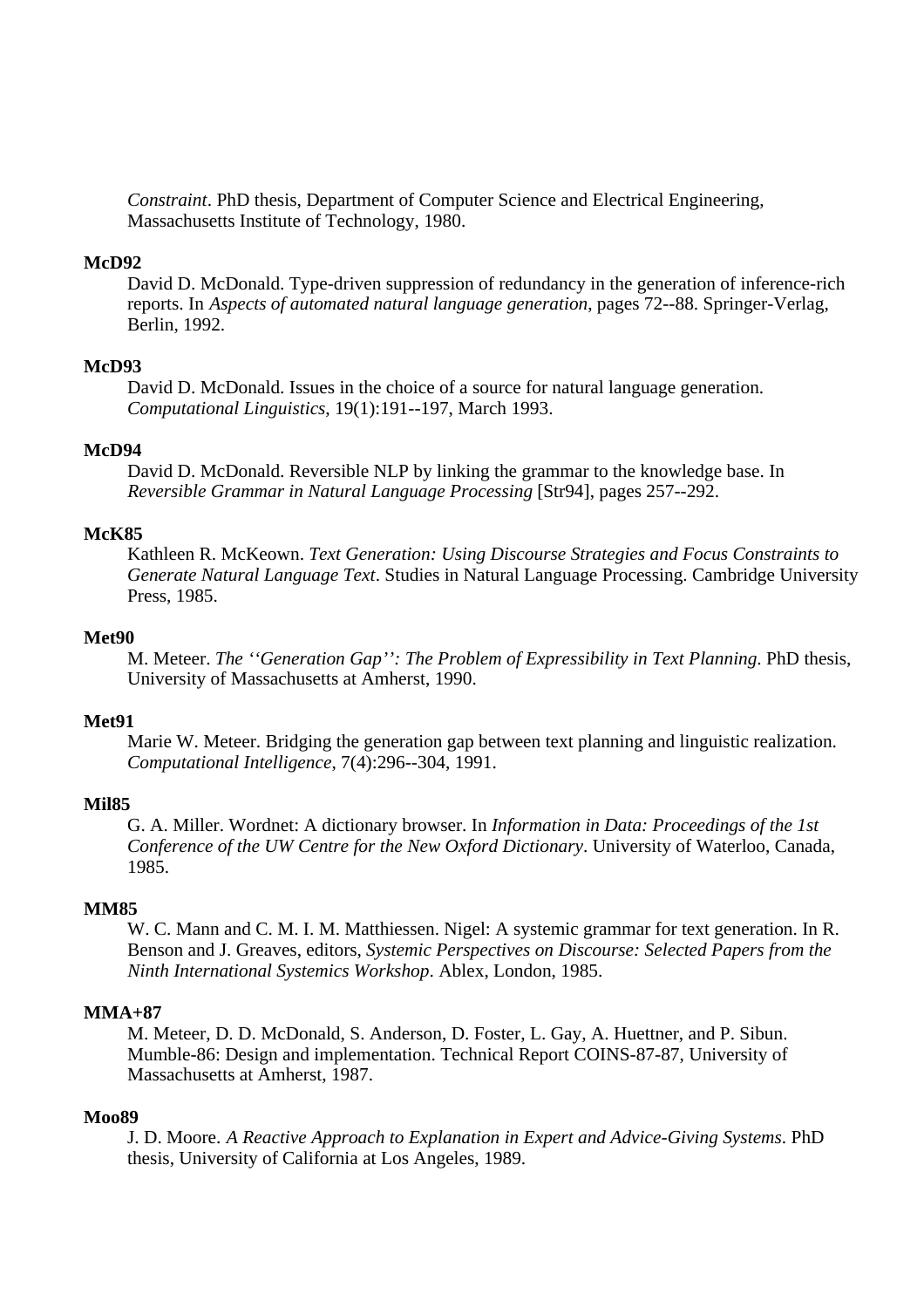*Constraint*. PhD thesis, Department of Computer Science and Electrical Engineering, Massachusetts Institute of Technology, 1980.

**McD92**
David D. McDonald. Type-driven suppression of redundancy in the generation of inference-rich reports. In *Aspects of automated natural language generation*, pages 72--88. Springer-Verlag, Berlin, 1992.

**McD93**
David D. McDonald. Issues in the choice of a source for natural language generation. *Computational Linguistics*, 19(1):191--197, March 1993.

**McD94**
David D. McDonald. Reversible NLP by linking the grammar to the knowledge base. In *Reversible Grammar in Natural Language Processing* [Str94], pages 257--292.

**McK85**
Kathleen R. McKeown. *Text Generation: Using Discourse Strategies and Focus Constraints to Generate Natural Language Text*. Studies in Natural Language Processing. Cambridge University Press, 1985.

**Met90**
M. Meteer. *The ''Generation Gap'': The Problem of Expressibility in Text Planning*. PhD thesis, University of Massachusetts at Amherst, 1990.

**Met91**
Marie W. Meteer. Bridging the generation gap between text planning and linguistic realization. *Computational Intelligence*, 7(4):296--304, 1991.

**Mil85**
G. A. Miller. Wordnet: A dictionary browser. In *Information in Data: Proceedings of the 1st Conference of the UW Centre for the New Oxford Dictionary*. University of Waterloo, Canada, 1985.

**MM85**
W. C. Mann and C. M. I. M. Matthiessen. Nigel: A systemic grammar for text generation. In R. Benson and J. Greaves, editors, *Systemic Perspectives on Discourse: Selected Papers from the Ninth International Systemics Workshop*. Ablex, London, 1985.

**MMA+87**
M. Meteer, D. D. McDonald, S. Anderson, D. Foster, L. Gay, A. Huettner, and P. Sibun. Mumble-86: Design and implementation. Technical Report COINS-87-87, University of Massachusetts at Amherst, 1987.

**Moo89**
J. D. Moore. *A Reactive Approach to Explanation in Expert and Advice-Giving Systems*. PhD thesis, University of California at Los Angeles, 1989.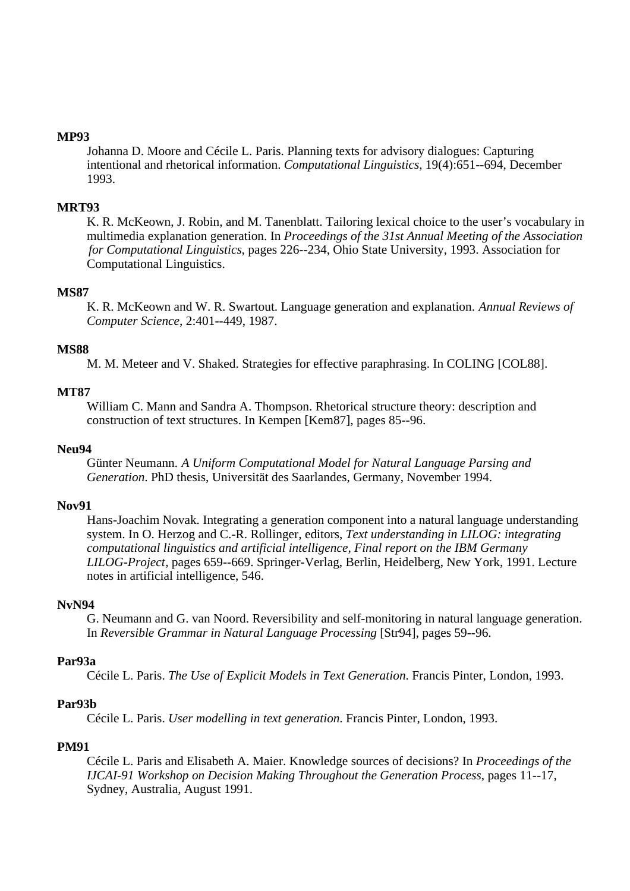**MP93**

Johanna D. Moore and Cécile L. Paris. Planning texts for advisory dialogues: Capturing intentional and rhetorical information. *Computational Linguistics*, 19(4):651--694, December 1993.

**MRT93**

K. R. McKeown, J. Robin, and M. Tanenblatt. Tailoring lexical choice to the user's vocabulary in multimedia explanation generation. In *Proceedings of the 31st Annual Meeting of the Association for Computational Linguistics*, pages 226--234, Ohio State University, 1993. Association for Computational Linguistics.

**MS87**

K. R. McKeown and W. R. Swartout. Language generation and explanation. *Annual Reviews of Computer Science*, 2:401--449, 1987.

**MS88**

M. M. Meteer and V. Shaked. Strategies for effective paraphrasing. In COLING [COL88].

**MT87**

William C. Mann and Sandra A. Thompson. Rhetorical structure theory: description and construction of text structures. In Kempen [Kem87], pages 85--96.

**Neu94**

Günter Neumann. *A Uniform Computational Model for Natural Language Parsing and Generation*. PhD thesis, Universität des Saarlandes, Germany, November 1994.

**Nov91**

Hans-Joachim Novak. Integrating a generation component into a natural language understanding system. In O. Herzog and C.-R. Rollinger, editors, *Text understanding in LILOG: integrating computational linguistics and artificial intelligence, Final report on the IBM Germany LILOG-Project*, pages 659--669. Springer-Verlag, Berlin, Heidelberg, New York, 1991. Lecture notes in artificial intelligence, 546.

**NvN94**

G. Neumann and G. van Noord. Reversibility and self-monitoring in natural language generation. In *Reversible Grammar in Natural Language Processing* [Str94], pages 59--96.

**Par93a**

Cécile L. Paris. *The Use of Explicit Models in Text Generation*. Francis Pinter, London, 1993.

**Par93b**

Cécile L. Paris. *User modelling in text generation*. Francis Pinter, London, 1993.

**PM91**

Cécile L. Paris and Elisabeth A. Maier. Knowledge sources of decisions? In *Proceedings of the IJCAI-91 Workshop on Decision Making Throughout the Generation Process*, pages 11--17, Sydney, Australia, August 1991.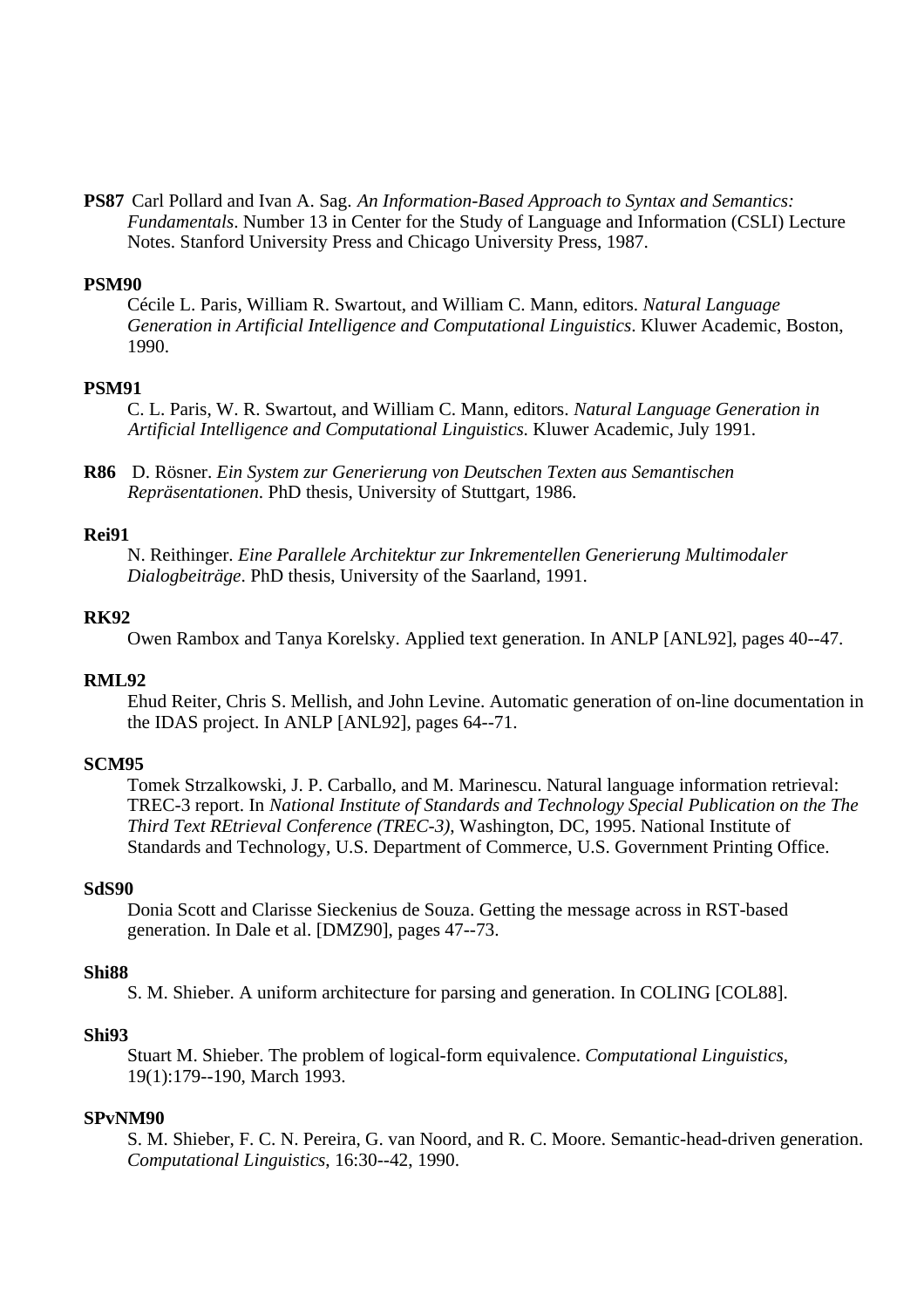**PS87** Carl Pollard and Ivan A. Sag. *An Information-Based Approach to Syntax and Semantics: Fundamentals*. Number 13 in Center for the Study of Language and Information (CSLI) Lecture Notes. Stanford University Press and Chicago University Press, 1987.

**PSM90**
Cécile L. Paris, William R. Swartout, and William C. Mann, editors. *Natural Language Generation in Artificial Intelligence and Computational Linguistics*. Kluwer Academic, Boston, 1990.

**PSM91**
C. L. Paris, W. R. Swartout, and William C. Mann, editors. *Natural Language Generation in Artificial Intelligence and Computational Linguistics.* Kluwer Academic, July 1991.

**R86** D. Rösner. *Ein System zur Generierung von Deutschen Texten aus Semantischen Repräsentationen*. PhD thesis, University of Stuttgart, 1986.

**Rei91**
N. Reithinger. *Eine Parallele Architektur zur Inkrementellen Generierung Multimodaler Dialogbeiträge*. PhD thesis, University of the Saarland, 1991.

**RK92**
Owen Rambox and Tanya Korelsky. Applied text generation. In ANLP [ANL92], pages 40--47.

**RML92**
Ehud Reiter, Chris S. Mellish, and John Levine. Automatic generation of on-line documentation in the IDAS project. In ANLP [ANL92], pages 64--71.

**SCM95**
Tomek Strzalkowski, J. P. Carballo, and M. Marinescu. Natural language information retrieval: TREC-3 report. In *National Institute of Standards and Technology Special Publication on the The Third Text REtrieval Conference (TREC-3)*, Washington, DC, 1995. National Institute of Standards and Technology, U.S. Department of Commerce, U.S. Government Printing Office.

**SdS90**
Donia Scott and Clarisse Sieckenius de Souza. Getting the message across in RST-based generation. In Dale et al. [DMZ90], pages 47--73.

**Shi88**
S. M. Shieber. A uniform architecture for parsing and generation. In COLING [COL88].

**Shi93**
Stuart M. Shieber. The problem of logical-form equivalence. *Computational Linguistics*, 19(1):179--190, March 1993.

**SPvNM90**
S. M. Shieber, F. C. N. Pereira, G. van Noord, and R. C. Moore. Semantic-head-driven generation. *Computational Linguistics*, 16:30--42, 1990.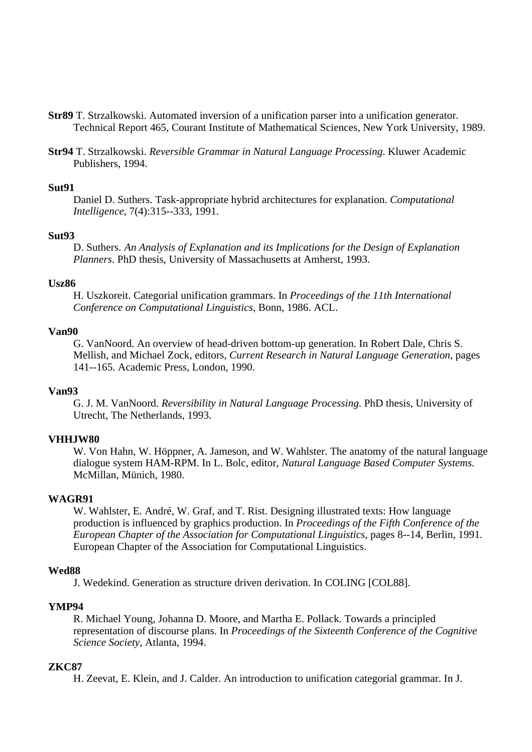**Str89** T. Strzalkowski. Automated inversion of a unification parser into a unification generator. Technical Report 465, Courant Institute of Mathematical Sciences, New York University, 1989.

**Str94** T. Strzalkowski. *Reversible Grammar in Natural Language Processing*. Kluwer Academic Publishers, 1994.

**Sut91**
Daniel D. Suthers. Task-appropriate hybrid architectures for explanation. *Computational Intelligence*, 7(4):315--333, 1991.

**Sut93**
D. Suthers. *An Analysis of Explanation and its Implications for the Design of Explanation Planners*. PhD thesis, University of Massachusetts at Amherst, 1993.

**Usz86**
H. Uszkoreit. Categorial unification grammars. In *Proceedings of the 11th International Conference on Computational Linguistics*, Bonn, 1986. ACL.

**Van90**
G. VanNoord. An overview of head-driven bottom-up generation. In Robert Dale, Chris S. Mellish, and Michael Zock, editors, *Current Research in Natural Language Generation*, pages 141--165. Academic Press, London, 1990.

**Van93**
G. J. M. VanNoord. *Reversibility in Natural Language Processing*. PhD thesis, University of Utrecht, The Netherlands, 1993.

**VHHJW80**
W. Von Hahn, W. Höppner, A. Jameson, and W. Wahlster. The anatomy of the natural language dialogue system HAM-RPM. In L. Bolc, editor, *Natural Language Based Computer Systems*. McMillan, Münich, 1980.

**WAGR91**
W. Wahlster, E. André, W. Graf, and T. Rist. Designing illustrated texts: How language production is influenced by graphics production. In *Proceedings of the Fifth Conference of the European Chapter of the Association for Computational Linguistics*, pages 8--14, Berlin, 1991. European Chapter of the Association for Computational Linguistics.

**Wed88**
J. Wedekind. Generation as structure driven derivation. In COLING [COL88].

**YMP94**
R. Michael Young, Johanna D. Moore, and Martha E. Pollack. Towards a principled representation of discourse plans. In *Proceedings of the Sixteenth Conference of the Cognitive Science Society*, Atlanta, 1994.

**ZKC87**
H. Zeevat, E. Klein, and J. Calder. An introduction to unification categorial grammar. In J.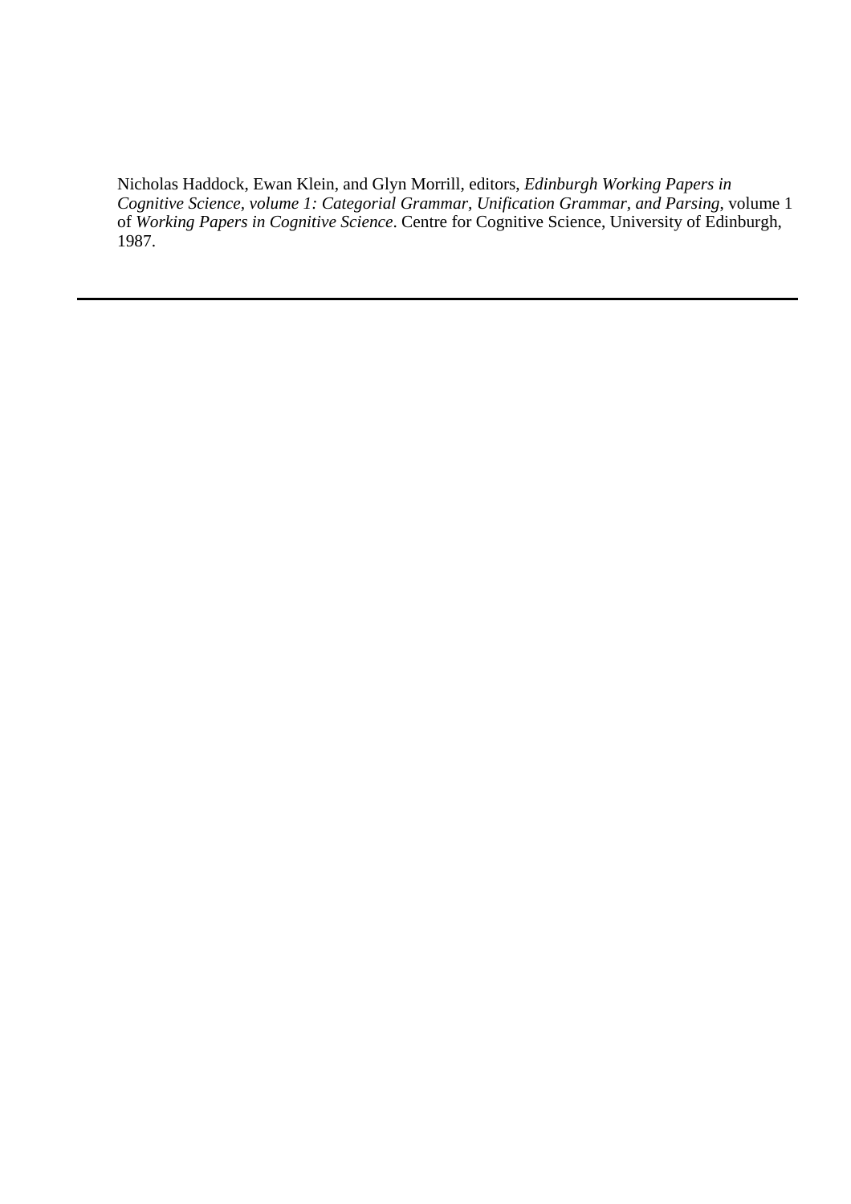Nicholas Haddock, Ewan Klein, and Glyn Morrill, editors, *Edinburgh Working Papers in Cognitive Science, volume 1: Categorial Grammar, Unification Grammar, and Parsing*, volume 1 of *Working Papers in Cognitive Science*. Centre for Cognitive Science, University of Edinburgh, 1987.

---